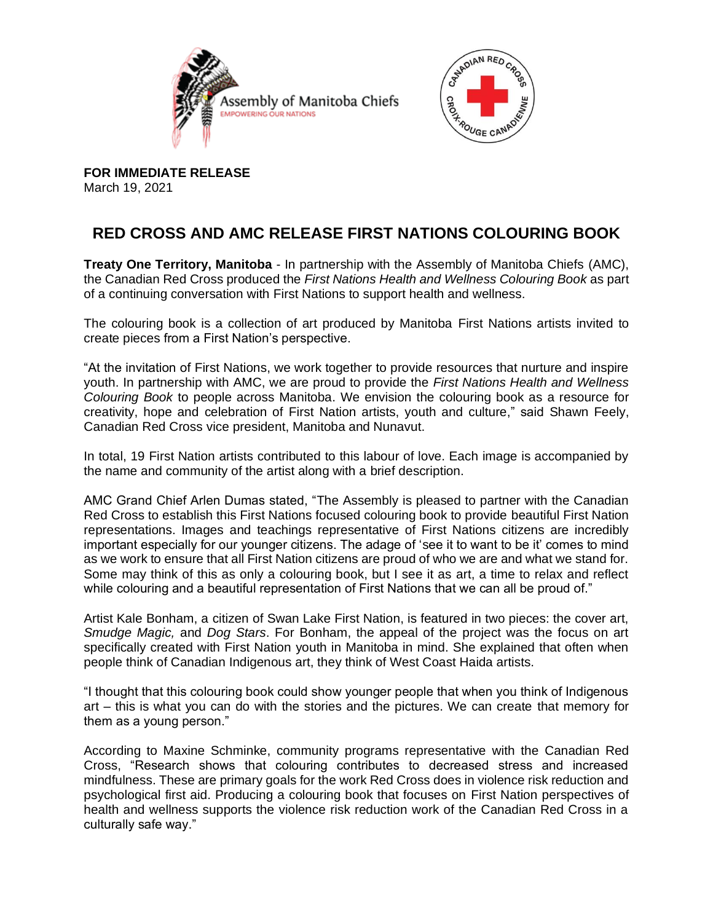Assembly of Manitoba Chiefs
EMPOWERING OUR NATIONS

**FOR IMMEDIATE RELEASE**
March 19, 2021

# RED CROSS AND AMC RELEASE FIRST NATIONS COLOURING BOOK

**Treaty One Territory, Manitoba** - In partnership with the Assembly of Manitoba Chiefs (AMC), the Canadian Red Cross produced the *First Nations Health and Wellness Colouring Book* as part of a continuing conversation with First Nations to support health and wellness.

The colouring book is a collection of art produced by Manitoba First Nations artists invited to create pieces from a First Nation's perspective.

"At the invitation of First Nations, we work together to provide resources that nurture and inspire youth. In partnership with AMC, we are proud to provide the *First Nations Health and Wellness Colouring Book* to people across Manitoba. We envision the colouring book as a resource for creativity, hope and celebration of First Nation artists, youth and culture," said Shawn Feely, Canadian Red Cross vice president, Manitoba and Nunavut.

In total, 19 First Nation artists contributed to this labour of love. Each image is accompanied by the name and community of the artist along with a brief description.

AMC Grand Chief Arlen Dumas stated, "The Assembly is pleased to partner with the Canadian Red Cross to establish this First Nations focused colouring book to provide beautiful First Nation representations. Images and teachings representative of First Nations citizens are incredibly important especially for our younger citizens. The adage of 'see it to want to be it' comes to mind as we work to ensure that all First Nation citizens are proud of who we are and what we stand for. Some may think of this as only a colouring book, but I see it as art, a time to relax and reflect while colouring and a beautiful representation of First Nations that we can all be proud of."

Artist Kale Bonham, a citizen of Swan Lake First Nation, is featured in two pieces: the cover art, *Smudge Magic,* and *Dog Stars*. For Bonham, the appeal of the project was the focus on art specifically created with First Nation youth in Manitoba in mind. She explained that often when people think of Canadian Indigenous art, they think of West Coast Haida artists.

"I thought that this colouring book could show younger people that when you think of Indigenous art – this is what you can do with the stories and the pictures. We can create that memory for them as a young person."

According to Maxine Schminke, community programs representative with the Canadian Red Cross, "Research shows that colouring contributes to decreased stress and increased mindfulness. These are primary goals for the work Red Cross does in violence risk reduction and psychological first aid. Producing a colouring book that focuses on First Nation perspectives of health and wellness supports the violence risk reduction work of the Canadian Red Cross in a culturally safe way."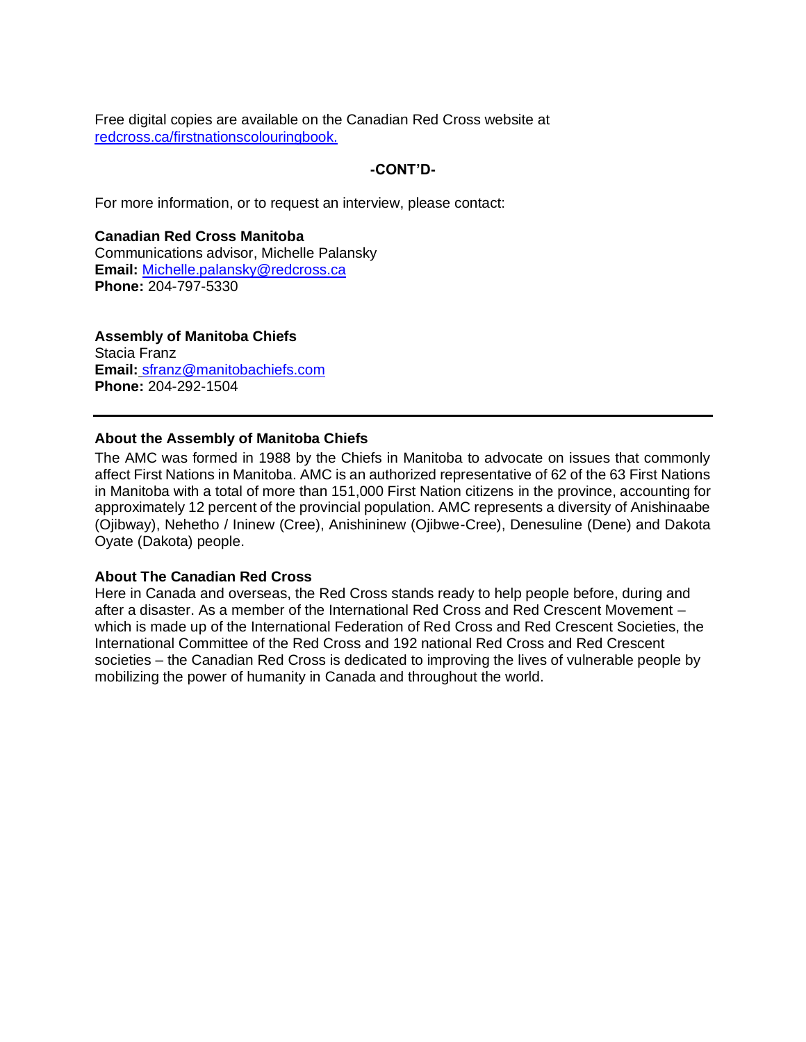Free digital copies are available on the Canadian Red Cross website at [redcross.ca/firstnationscolouringbook.](redcross.ca/firstnationscolouringbook)

**-CONT'D-**

For more information, or to request an interview, please contact:

**Canadian Red Cross Manitoba**
Communications advisor, Michelle Palansky
**Email:** Michelle.palansky@redcross.ca
**Phone:** 204-797-5330

**Assembly of Manitoba Chiefs**
Stacia Franz
**Email:** sfranz@manitobachiefs.com
**Phone:** 204-292-1504

---

**About the Assembly of Manitoba Chiefs**

The AMC was formed in 1988 by the Chiefs in Manitoba to advocate on issues that commonly affect First Nations in Manitoba. AMC is an authorized representative of 62 of the 63 First Nations in Manitoba with a total of more than 151,000 First Nation citizens in the province, accounting for approximately 12 percent of the provincial population. AMC represents a diversity of Anishinaabe (Ojibway), Nehetho / Ininew (Cree), Anishininew (Ojibwe-Cree), Denesuline (Dene) and Dakota Oyate (Dakota) people.

**About The Canadian Red Cross**

Here in Canada and overseas, the Red Cross stands ready to help people before, during and after a disaster. As a member of the International Red Cross and Red Crescent Movement – which is made up of the International Federation of Red Cross and Red Crescent Societies, the International Committee of the Red Cross and 192 national Red Cross and Red Crescent societies – the Canadian Red Cross is dedicated to improving the lives of vulnerable people by mobilizing the power of humanity in Canada and throughout the world.